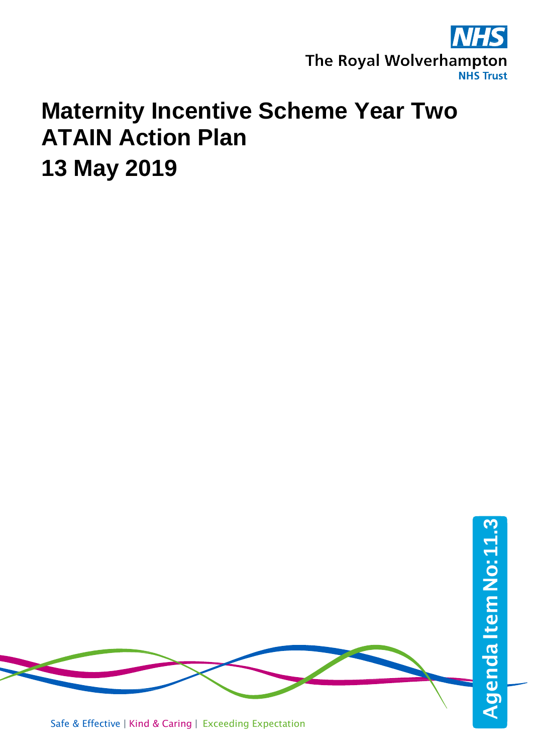The Royal Wolverhampton NHS Trust

# Maternity Incentive Scheme Year Two ATAIN Action Plan

## 13 May 2019

Agenda Item No: 11.3

Safe & Effective | Kind & Caring | Exceeding Expectation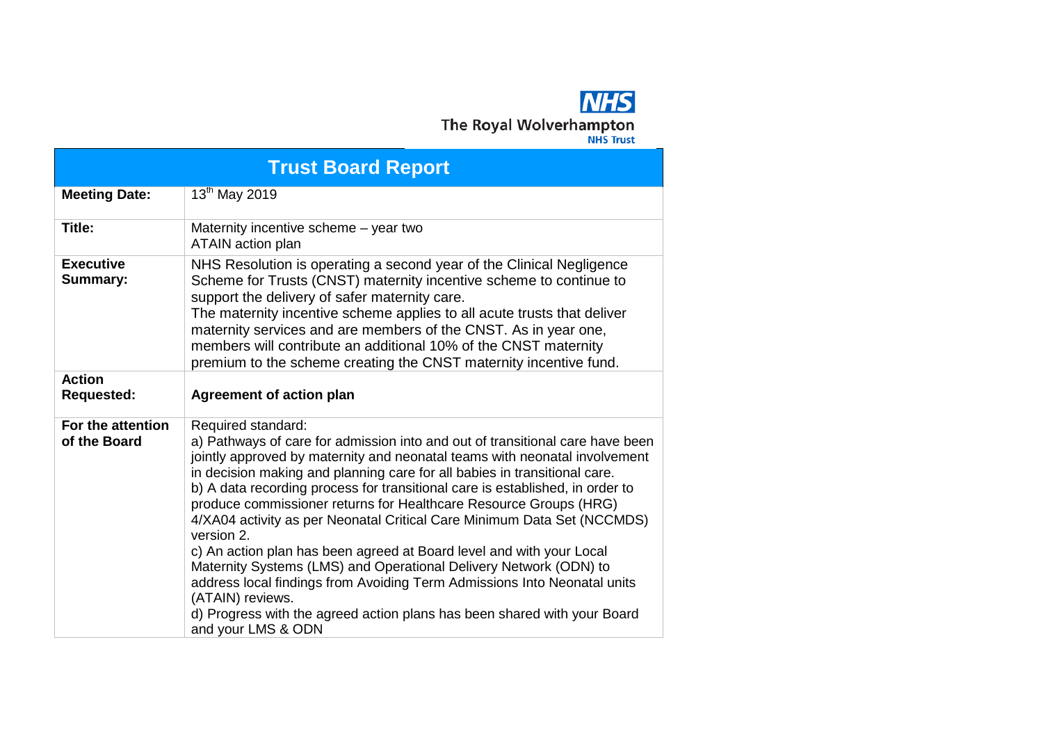NHS
The Royal Wolverhampton
NHS Trust

| Trust Board Report | |
|---|---|
| **Meeting Date:** | 13th May 2019 |
| **Title:** | Maternity incentive scheme – year two<br>ATAIN action plan |
| **Executive Summary:** | NHS Resolution is operating a second year of the Clinical Negligence Scheme for Trusts (CNST) maternity incentive scheme to continue to support the delivery of safer maternity care.<br>The maternity incentive scheme applies to all acute trusts that deliver maternity services and are members of the CNST. As in year one, members will contribute an additional 10% of the CNST maternity premium to the scheme creating the CNST maternity incentive fund. |
| **Action Requested:** | **Agreement of action plan** |
| **For the attention of the Board** | Required standard:<br>a) Pathways of care for admission into and out of transitional care have been jointly approved by maternity and neonatal teams with neonatal involvement in decision making and planning care for all babies in transitional care.<br>b) A data recording process for transitional care is established, in order to produce commissioner returns for Healthcare Resource Groups (HRG) 4/XA04 activity as per Neonatal Critical Care Minimum Data Set (NCCMDS) version 2.<br>c) An action plan has been agreed at Board level and with your Local Maternity Systems (LMS) and Operational Delivery Network (ODN) to address local findings from Avoiding Term Admissions Into Neonatal units (ATAIN) reviews.<br>d) Progress with the agreed action plans has been shared with your Board and your LMS & ODN |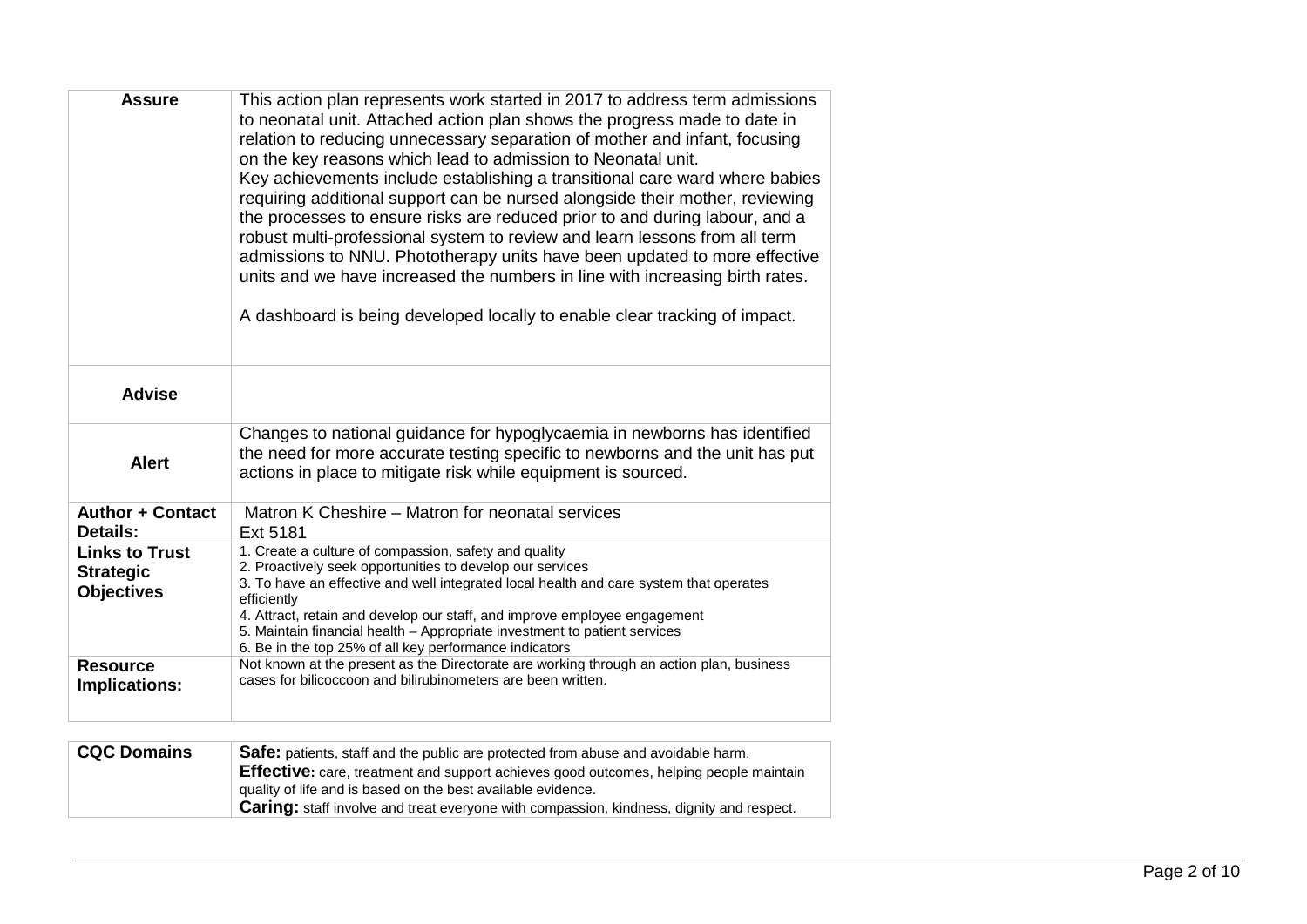| | |
|---|---|
| **Assure** | This action plan represents work started in 2017 to address term admissions to neonatal unit. Attached action plan shows the progress made to date in relation to reducing unnecessary separation of mother and infant, focusing on the key reasons which lead to admission to Neonatal unit.<br>Key achievements include establishing a transitional care ward where babies requiring additional support can be nursed alongside their mother, reviewing the processes to ensure risks are reduced prior to and during labour, and a robust multi-professional system to review and learn lessons from all term admissions to NNU. Phototherapy units have been updated to more effective units and we have increased the numbers in line with increasing birth rates.<br><br>A dashboard is being developed locally to enable clear tracking of impact. |
| **Advise** | |
| **Alert** | Changes to national guidance for hypoglycaemia in newborns has identified the need for more accurate testing specific to newborns and the unit has put actions in place to mitigate risk while equipment is sourced. |
| **Author + Contact Details:** | Matron K Cheshire – Matron for neonatal services<br>Ext 5181 |
| **Links to Trust Strategic Objectives** | 1. Create a culture of compassion, safety and quality<br>2. Proactively seek opportunities to develop our services<br>3. To have an effective and well integrated local health and care system that operates efficiently<br>4. Attract, retain and develop our staff, and improve employee engagement<br>5. Maintain financial health – Appropriate investment to patient services<br>6. Be in the top 25% of all key performance indicators |
| **Resource Implications:** | Not known at the present as the Directorate are working through an action plan, business cases for bilicoccoon and bilirubinometers are been written. |

| | |
|---|---|
| **CQC Domains** | **Safe:** patients, staff and the public are protected from abuse and avoidable harm.<br>**Effective:** care, treatment and support achieves good outcomes, helping people maintain quality of life and is based on the best available evidence.<br>**Caring:** staff involve and treat everyone with compassion, kindness, dignity and respect. |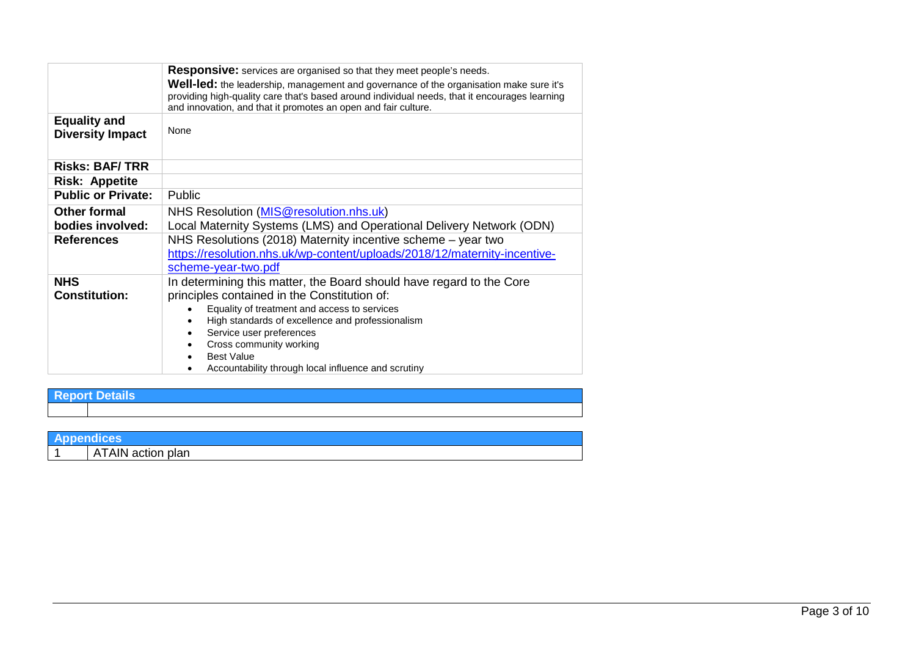|  |  |
|---|---|
|  | **Responsive:** services are organised so that they meet people's needs.<br>**Well-led:** the leadership, management and governance of the organisation make sure it's providing high-quality care that's based around individual needs, that it encourages learning and innovation, and that it promotes an open and fair culture. |
| **Equality and Diversity Impact** | None |
| **Risks: BAF/ TRR** |  |
| **Risk: Appetite** |  |
| **Public or Private:** | Public |
| **Other formal bodies involved:** | NHS Resolution (MIS@resolution.nhs.uk)<br>Local Maternity Systems (LMS) and Operational Delivery Network (ODN) |
| **References** | NHS Resolutions (2018) Maternity incentive scheme – year two<br>https://resolution.nhs.uk/wp-content/uploads/2018/12/maternity-incentive-scheme-year-two.pdf |
| **NHS Constitution:** | In determining this matter, the Board should have regard to the Core principles contained in the Constitution of:<br>• Equality of treatment and access to services<br>• High standards of excellence and professionalism<br>• Service user preferences<br>• Cross community working<br>• Best Value<br>• Accountability through local influence and scrutiny |

| **Report Details** |  |
|---|---|
|  |  |

| **Appendices** |  |
|---|---|
| 1 | ATAIN action plan |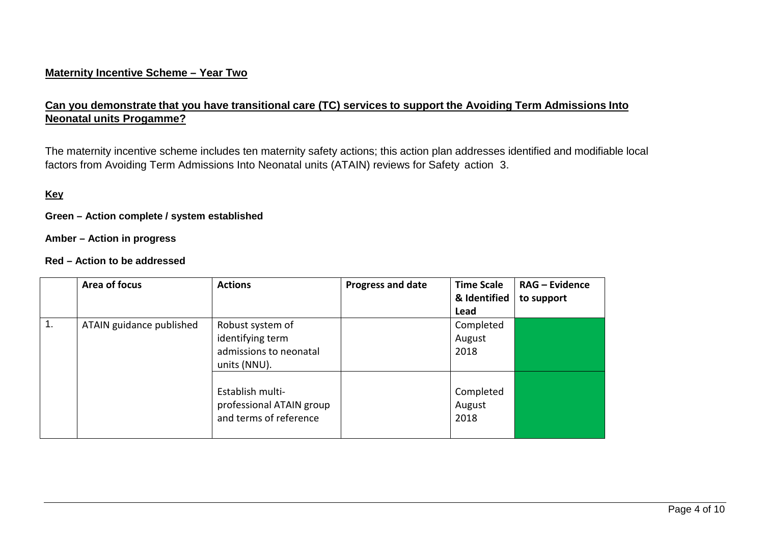**Maternity Incentive Scheme – Year Two**

**Can you demonstrate that you have transitional care (TC) services to support the Avoiding Term Admissions Into Neonatal units Progamme?**

The maternity incentive scheme includes ten maternity safety actions; this action plan addresses identified and modifiable local factors from Avoiding Term Admissions Into Neonatal units (ATAIN) reviews for Safety action 3.

**Key**

**Green – Action complete / system established**

**Amber – Action in progress**

**Red – Action to be addressed**

| | Area of focus | Actions | Progress and date | Time Scale & Identified Lead | RAG – Evidence to support |
|---|---|---|---|---|---|
| 1. | ATAIN guidance published | Robust system of identifying term admissions to neonatal units (NNU). | | Completed August 2018 | Green |
| | | Establish multi-professional ATAIN group and terms of reference | | Completed August 2018 | Green |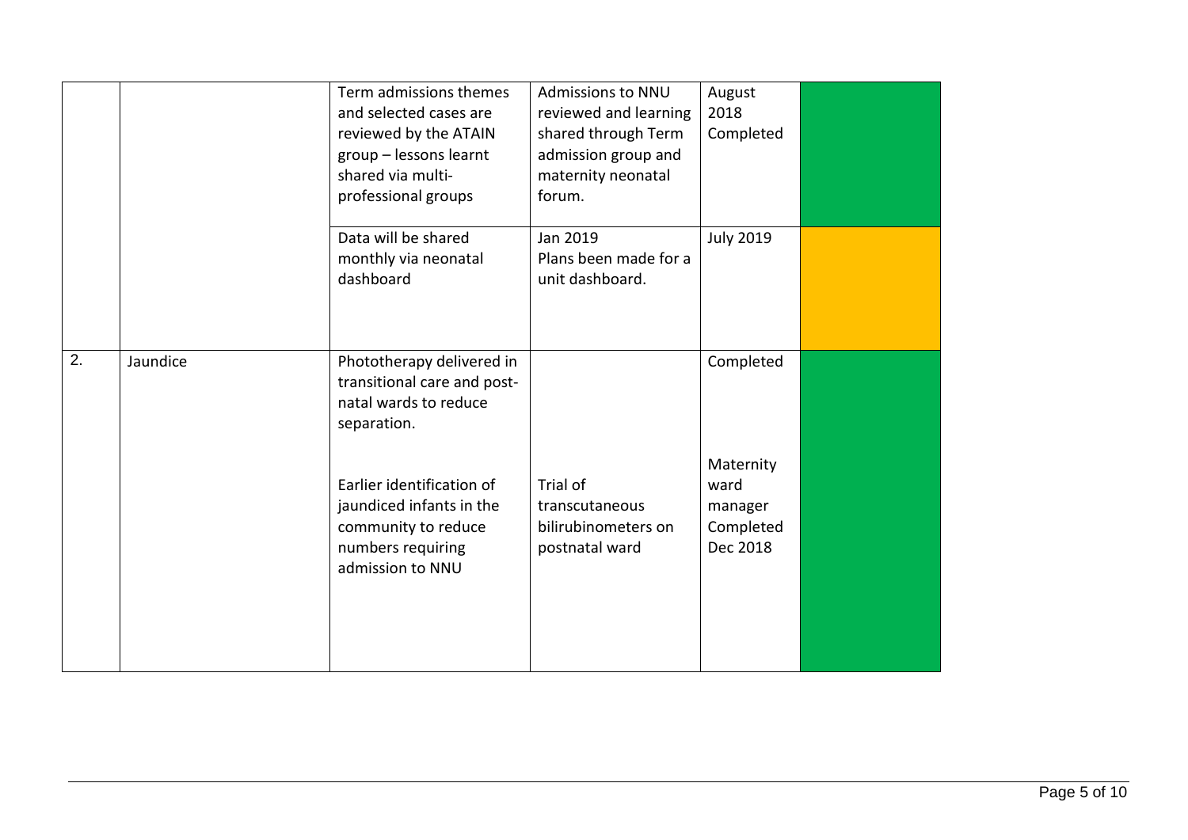| | | | | | |
|---|---|---|---|---|---|
| | | Term admissions themes and selected cases are reviewed by the ATAIN group – lessons learnt shared via multi-professional groups | Admissions to NNU reviewed and learning shared through Term admission group and maternity neonatal forum. | August 2018 Completed | |
| | | Data will be shared monthly via neonatal dashboard | Jan 2019 Plans been made for a unit dashboard. | July 2019 | |
| 2. | Jaundice | Phototherapy delivered in transitional care and post-natal wards to reduce separation. | | Completed | |
| | | Earlier identification of jaundiced infants in the community to reduce numbers requiring admission to NNU | Trial of transcutaneous bilirubinometers on postnatal ward | Maternity ward manager Completed Dec 2018 | |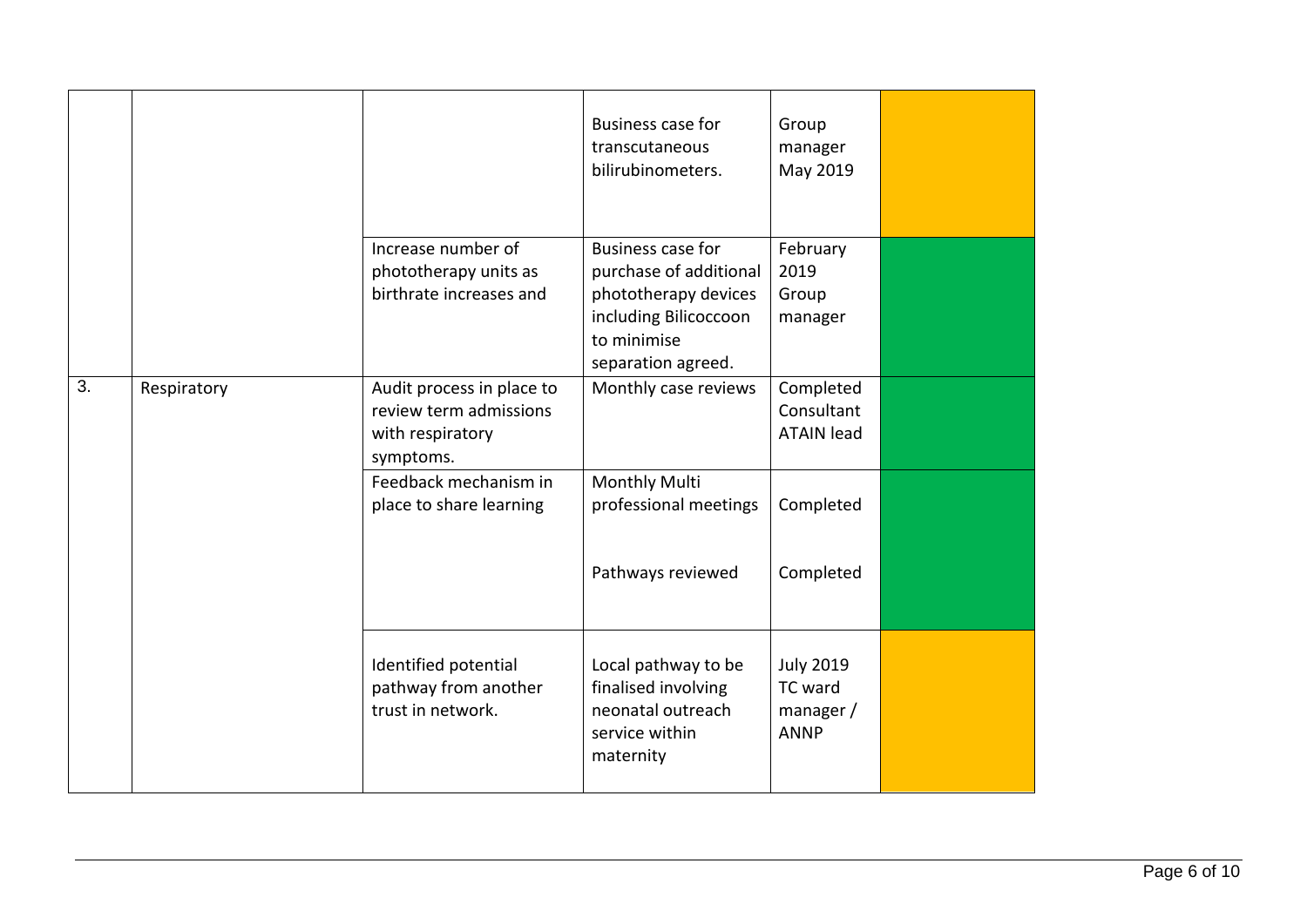| | | | | | |
|---|---|---|---|---|---|
| | | | Business case for transcutaneous bilirubinometers. | Group manager May 2019 | |
| | | Increase number of phototherapy units as birthrate increases and | Business case for purchase of additional phototherapy devices including Bilicoccoon to minimise separation agreed. | February 2019 Group manager | |
| 3. | Respiratory | Audit process in place to review term admissions with respiratory symptoms. | Monthly case reviews | Completed Consultant ATAIN lead | |
| | | Feedback mechanism in place to share learning | Monthly Multi professional meetings | Completed | |
| | | | Pathways reviewed | Completed | |
| | | Identified potential pathway from another trust in network. | Local pathway to be finalised involving neonatal outreach service within maternity | July 2019 TC ward manager / ANNP | |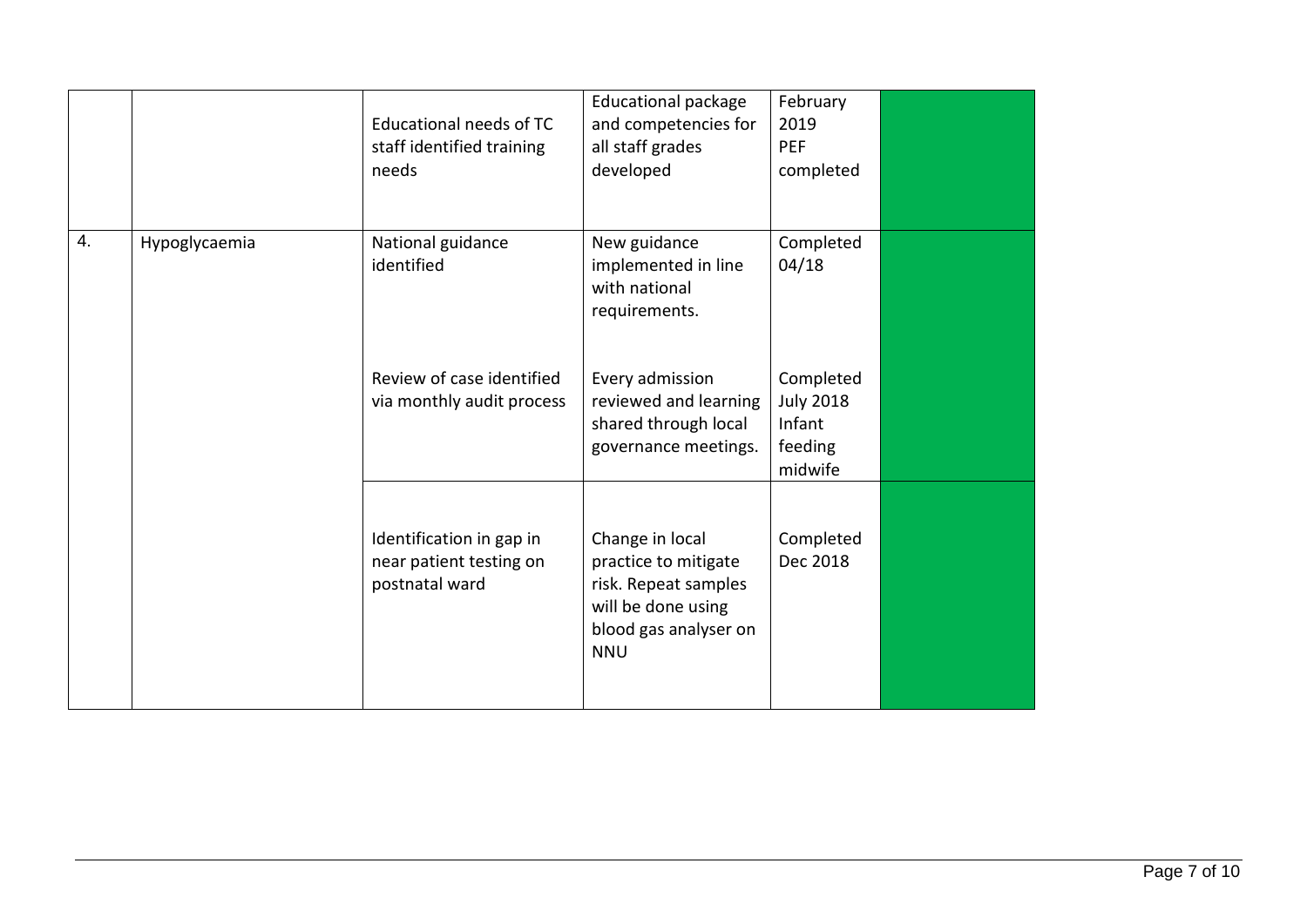| | | | | | |
|---|---|---|---|---|---|
| | | Educational needs of TC staff identified training needs | Educational package and competencies for all staff grades developed | February 2019 PEF completed | |
| 4. | Hypoglycaemia | National guidance identified | New guidance implemented in line with national requirements. | Completed 04/18 | |
| | | Review of case identified via monthly audit process | Every admission reviewed and learning shared through local governance meetings. | Completed July 2018 Infant feeding midwife | |
| | | Identification in gap in near patient testing on postnatal ward | Change in local practice to mitigate risk. Repeat samples will be done using blood gas analyser on NNU | Completed Dec 2018 | |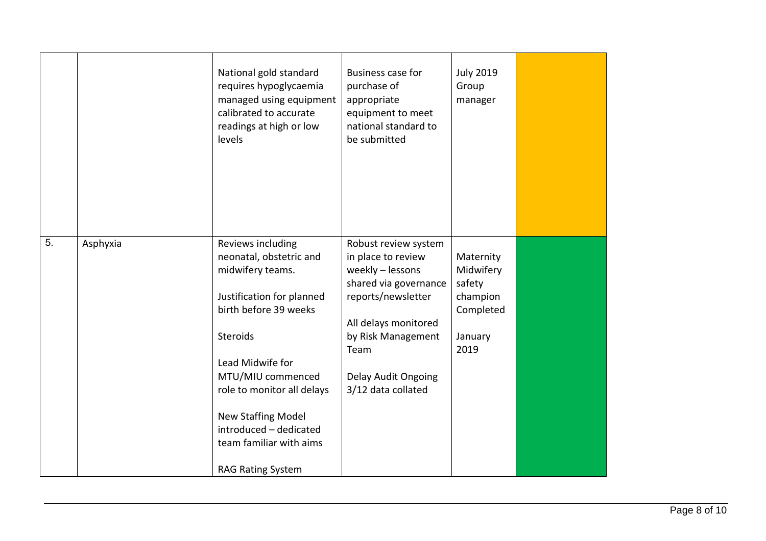| | | | | | |
|---|---|---|---|---|---|
| | | National gold standard requires hypoglycaemia managed using equipment calibrated to accurate readings at high or low levels | Business case for purchase of appropriate equipment to meet national standard to be submitted | July 2019 Group manager | |
| 5. | Asphyxia | Reviews including neonatal, obstetric and midwifery teams.<br><br>Justification for planned birth before 39 weeks<br><br>Steroids<br><br>Lead Midwife for MTU/MIU commenced role to monitor all delays<br><br>New Staffing Model introduced – dedicated team familiar with aims<br><br>RAG Rating System | Robust review system in place to review weekly – lessons shared via governance reports/newsletter<br><br>All delays monitored by Risk Management Team<br><br>Delay Audit Ongoing 3/12 data collated | Maternity Midwifery safety champion Completed<br><br>January 2019 | |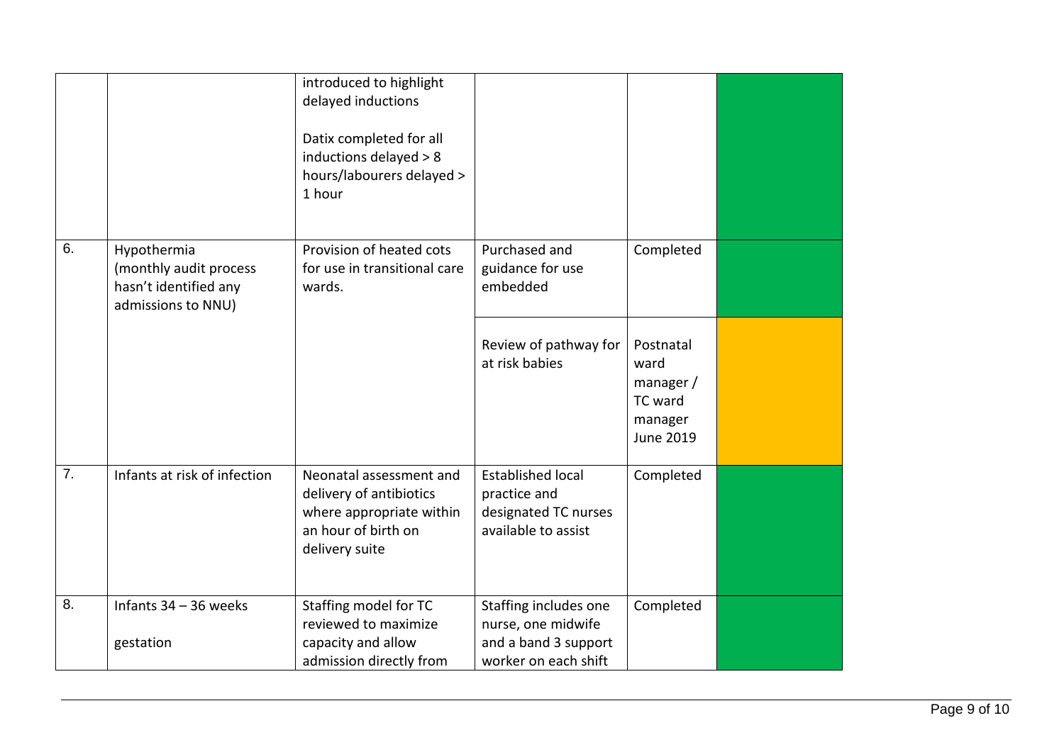| | | | | | |
|---|---|---|---|---|---|
| | | introduced to highlight delayed inductions<br><br>Datix completed for all inductions delayed > 8 hours/labourers delayed > 1 hour | | | |
| 6. | Hypothermia (monthly audit process hasn't identified any admissions to NNU) | Provision of heated cots for use in transitional care wards. | Purchased and guidance for use embedded | Completed | |
| | | | Review of pathway for at risk babies | Postnatal ward manager / TC ward manager June 2019 | |
| 7. | Infants at risk of infection | Neonatal assessment and delivery of antibiotics where appropriate within an hour of birth on delivery suite | Established local practice and designated TC nurses available to assist | Completed | |
| 8. | Infants 34 – 36 weeks<br><br>gestation | Staffing model for TC reviewed to maximize capacity and allow admission directly from | Staffing includes one nurse, one midwife and a band 3 support worker on each shift | Completed | |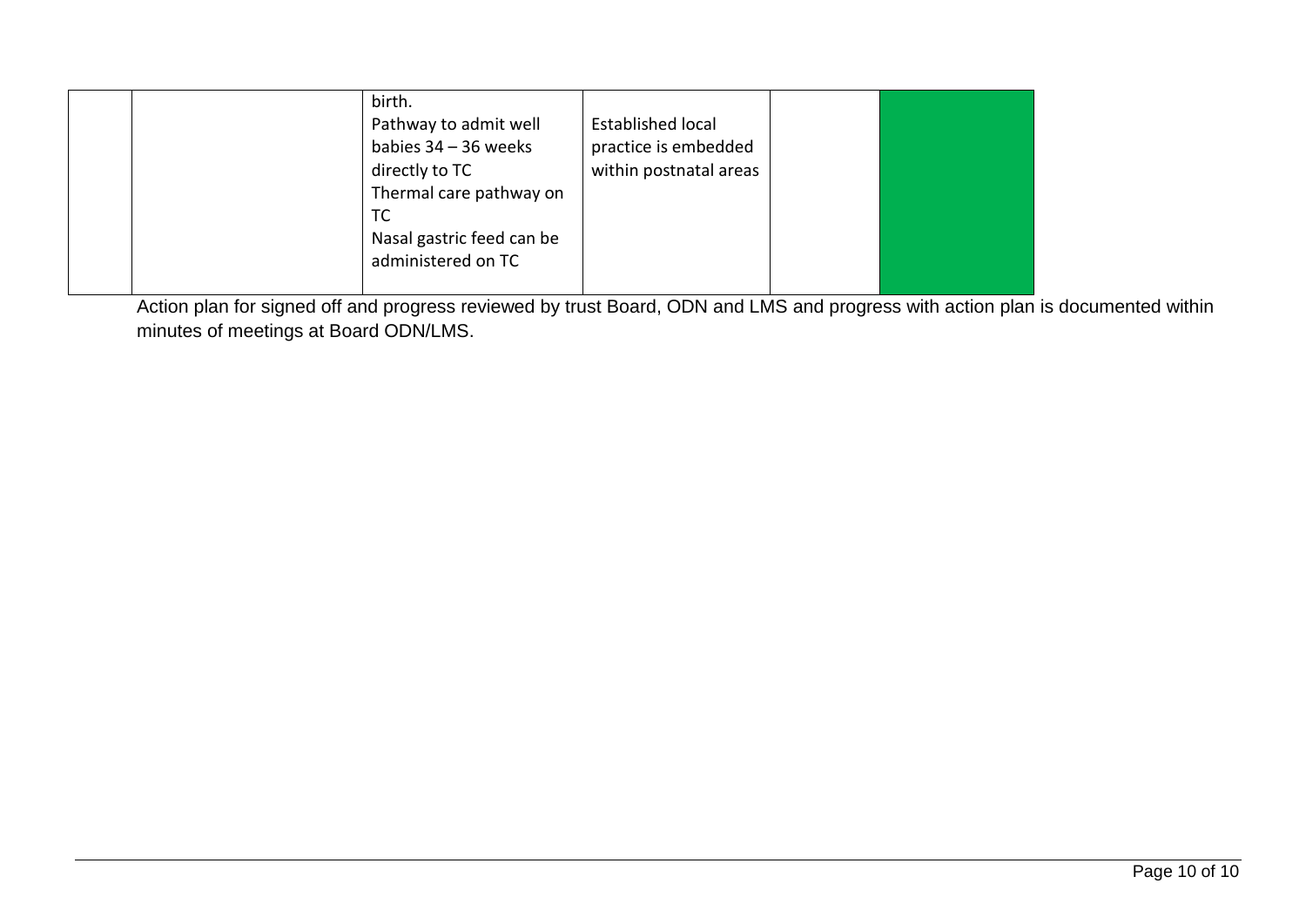| | | | | | |
|---|---|---|---|---|---|
| | | birth.<br>Pathway to admit well babies 34 – 36 weeks directly to TC<br>Thermal care pathway on TC<br>Nasal gastric feed can be administered on TC | Established local practice is embedded within postnatal areas | | |

Action plan for signed off and progress reviewed by trust Board, ODN and LMS and progress with action plan is documented within minutes of meetings at Board ODN/LMS.